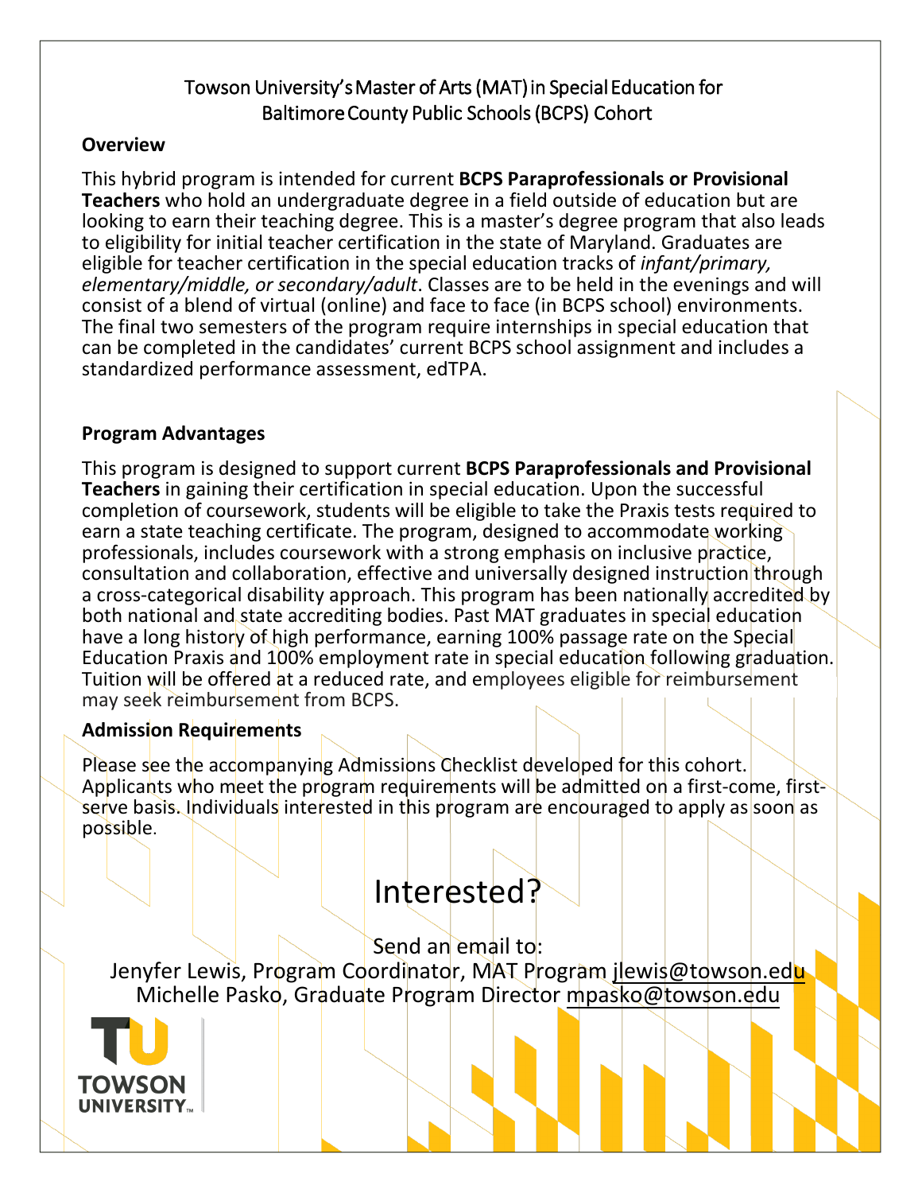# Towson University's Master of Arts (MAT) in Special Education for Baltimore County Public Schools (BCPS) Cohort

## Overview

This hybrid program is intended for current **BCPS Paraprofessionals or Provisional Teachers** who hold an undergraduate degree in a field outside of education but are looking to earn their teaching degree. This is a master's degree program that also leads to eligibility for initial teacher certification in the state of Maryland. Graduates are eligible for teacher certification in the special education tracks of *infant/primary, elementary/middle, or secondary/adult*. Classes are to be held in the evenings and will consist of a blend of virtual (online) and face to face (in BCPS school) environments. The final two semesters of the program require internships in special education that can be completed in the candidates' current BCPS school assignment and includes a standardized performance assessment, edTPA.

## Program Advantages

This program is designed to support current **BCPS Paraprofessionals and Provisional Teachers** in gaining their certification in special education. Upon the successful completion of coursework, students will be eligible to take the Praxis tests required to earn a state teaching certificate. The program, designed to accommodate working professionals, includes coursework with a strong emphasis on inclusive practice, consultation and collaboration, effective and universally designed instruction through a cross-categorical disability approach. This program has been nationally accredited by both national and state accrediting bodies. Past MAT graduates in special education have a long history of high performance, earning 100% passage rate on the Special Education Praxis and 100% employment rate in special education following graduation. Tuition will be offered at a reduced rate, and employees eligible for reimbursement may seek reimbursement from BCPS.

## Admission Requirements

Please see the accompanying Admissions Checklist developed for this cohort. Applicants who meet the program requirements will be admitted on a first-come, first-serve basis. Individuals interested in this program are encouraged to apply as soon as possible.

# Interested?

Send an email to:

Jenyfer Lewis, Program Coordinator, MAT Program jlewis@towson.edu

Michelle Pasko, Graduate Program Director mpasko@towson.edu

TOWSON UNIVERSITY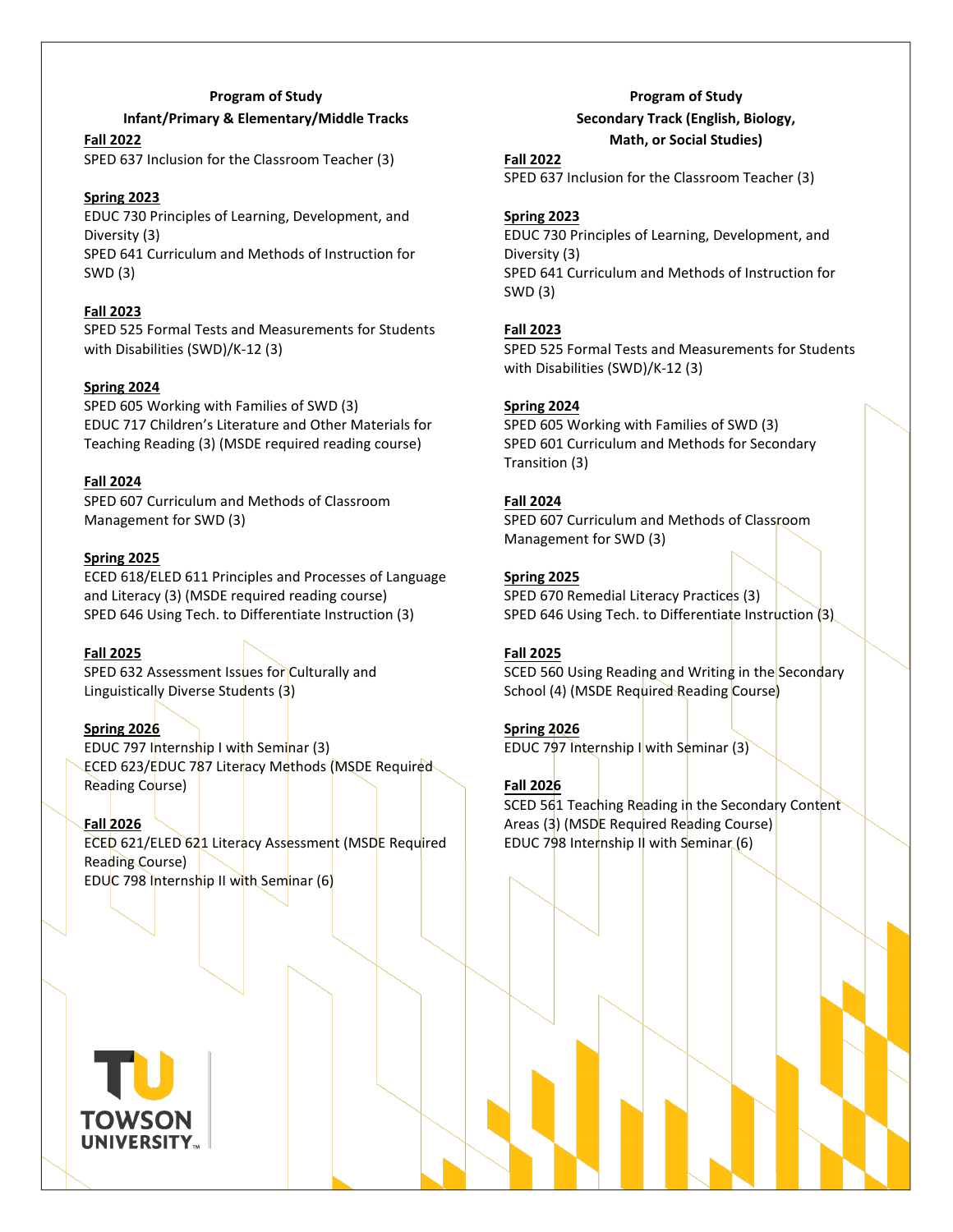## Program of Study
### Infant/Primary & Elementary/Middle Tracks

**Fall 2022**
SPED 637 Inclusion for the Classroom Teacher (3)

**Spring 2023**
EDUC 730 Principles of Learning, Development, and Diversity (3)
SPED 641 Curriculum and Methods of Instruction for SWD (3)

**Fall 2023**
SPED 525 Formal Tests and Measurements for Students with Disabilities (SWD)/K-12 (3)

**Spring 2024**
SPED 605 Working with Families of SWD (3)
EDUC 717 Children's Literature and Other Materials for Teaching Reading (3) (MSDE required reading course)

**Fall 2024**
SPED 607 Curriculum and Methods of Classroom Management for SWD (3)

**Spring 2025**
ECED 618/ELED 611 Principles and Processes of Language and Literacy (3) (MSDE required reading course)
SPED 646 Using Tech. to Differentiate Instruction (3)

**Fall 2025**
SPED 632 Assessment Issues for Culturally and Linguistically Diverse Students (3)

**Spring 2026**
EDUC 797 Internship I with Seminar (3)
ECED 623/EDUC 787 Literacy Methods (MSDE Required Reading Course)

**Fall 2026**
ECED 621/ELED 621 Literacy Assessment (MSDE Required Reading Course)
EDUC 798 Internship II with Seminar (6)

## Program of Study
### Secondary Track (English, Biology, Math, or Social Studies)

**Fall 2022**
SPED 637 Inclusion for the Classroom Teacher (3)

**Spring 2023**
EDUC 730 Principles of Learning, Development, and Diversity (3)
SPED 641 Curriculum and Methods of Instruction for SWD (3)

**Fall 2023**
SPED 525 Formal Tests and Measurements for Students with Disabilities (SWD)/K-12 (3)

**Spring 2024**
SPED 605 Working with Families of SWD (3)
SPED 601 Curriculum and Methods for Secondary Transition (3)

**Fall 2024**
SPED 607 Curriculum and Methods of Classroom Management for SWD (3)

**Spring 2025**
SPED 670 Remedial Literacy Practices (3)
SPED 646 Using Tech. to Differentiate Instruction (3)

**Fall 2025**
SCED 560 Using Reading and Writing in the Secondary School (4) (MSDE Required Reading Course)

**Spring 2026**
EDUC 797 Internship I with Seminar (3)

**Fall 2026**
SCED 561 Teaching Reading in the Secondary Content Areas (3) (MSDE Required Reading Course)
EDUC 798 Internship II with Seminar (6)

TOWSON UNIVERSITY